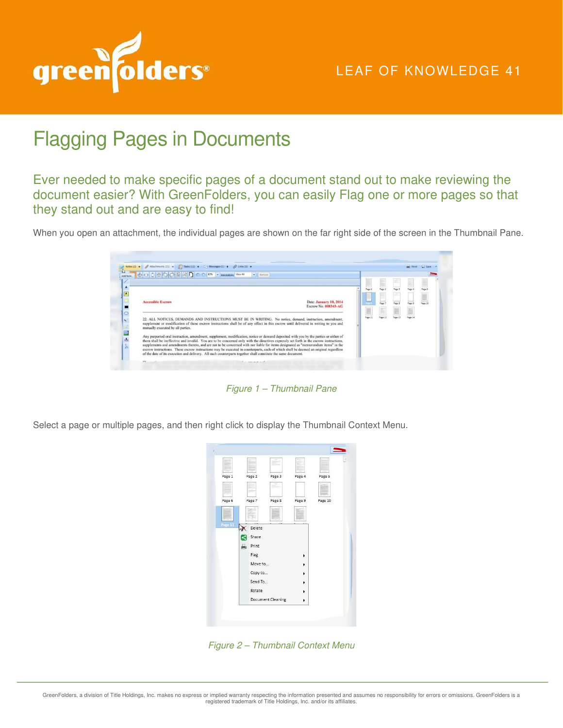# Flagging Pages in Documents

## Ever needed to make specific pages of a document stand out to make reviewing the document easier? With GreenFolders, you can easily Flag one or more pages so that they stand out and are easy to find!

When you open an attachment, the individual pages are shown on the far right side of the screen in the Thumbnail Pane.

*Figure 1 – Thumbnail Pane*

Select a page or multiple pages, and then right click to display the Thumbnail Context Menu.

*Figure 2 – Thumbnail Context Menu*

GreenFolders, a division of Title Holdings, Inc. makes no express or implied warranty respecting the information presented and assumes no responsibility for errors or omissions. GreenFolders is a registered trademark of Title Holdings, Inc. and/or its affiliates.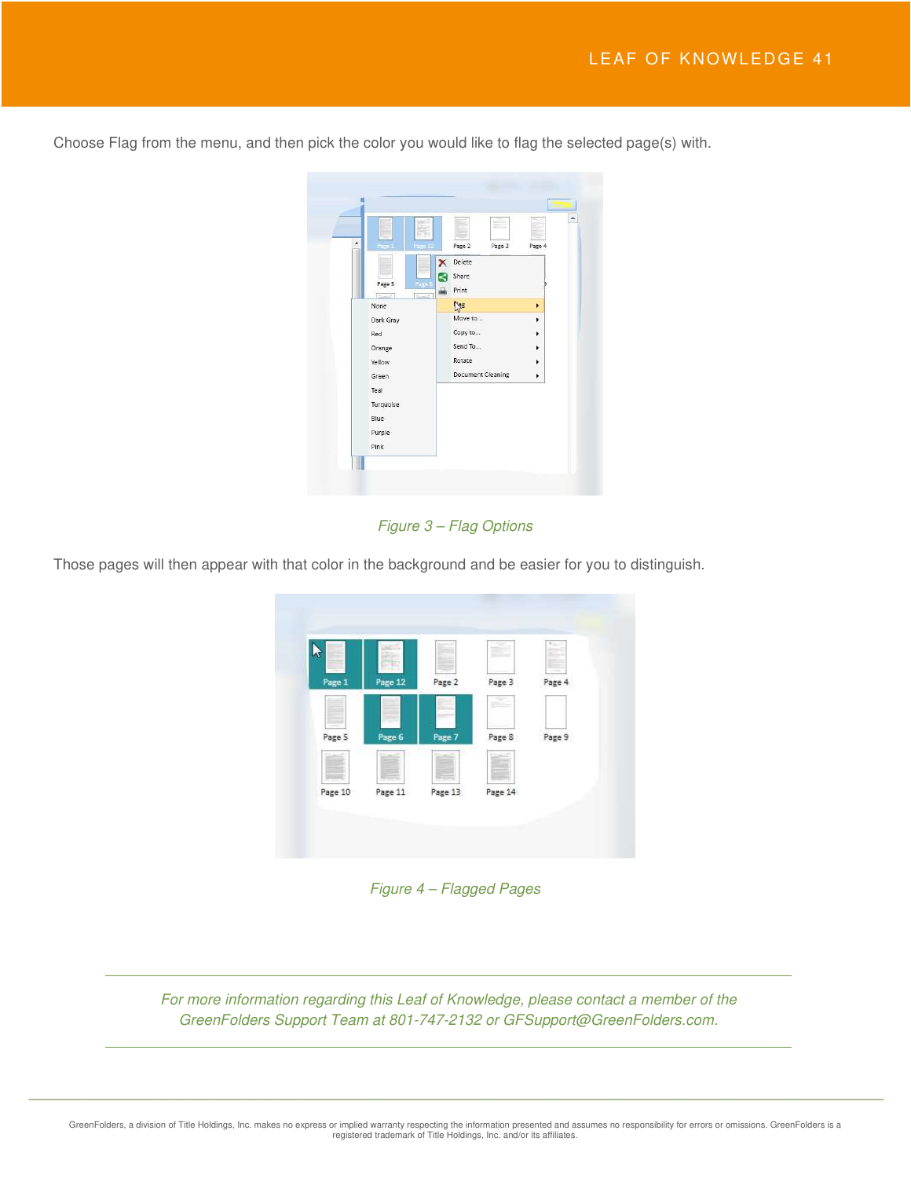Choose Flag from the menu, and then pick the color you would like to flag the selected page(s) with.

*Figure 3 – Flag Options*

Those pages will then appear with that color in the background and be easier for you to distinguish.

*Figure 4 – Flagged Pages*

---

*For more information regarding this Leaf of Knowledge, please contact a member of the GreenFolders Support Team at 801-747-2132 or GFSupport@GreenFolders.com.*

---

GreenFolders, a division of Title Holdings, Inc. makes no express or implied warranty respecting the information presented and assumes no responsibility for errors or omissions. GreenFolders is a registered trademark of Title Holdings, Inc. and/or its affiliates.